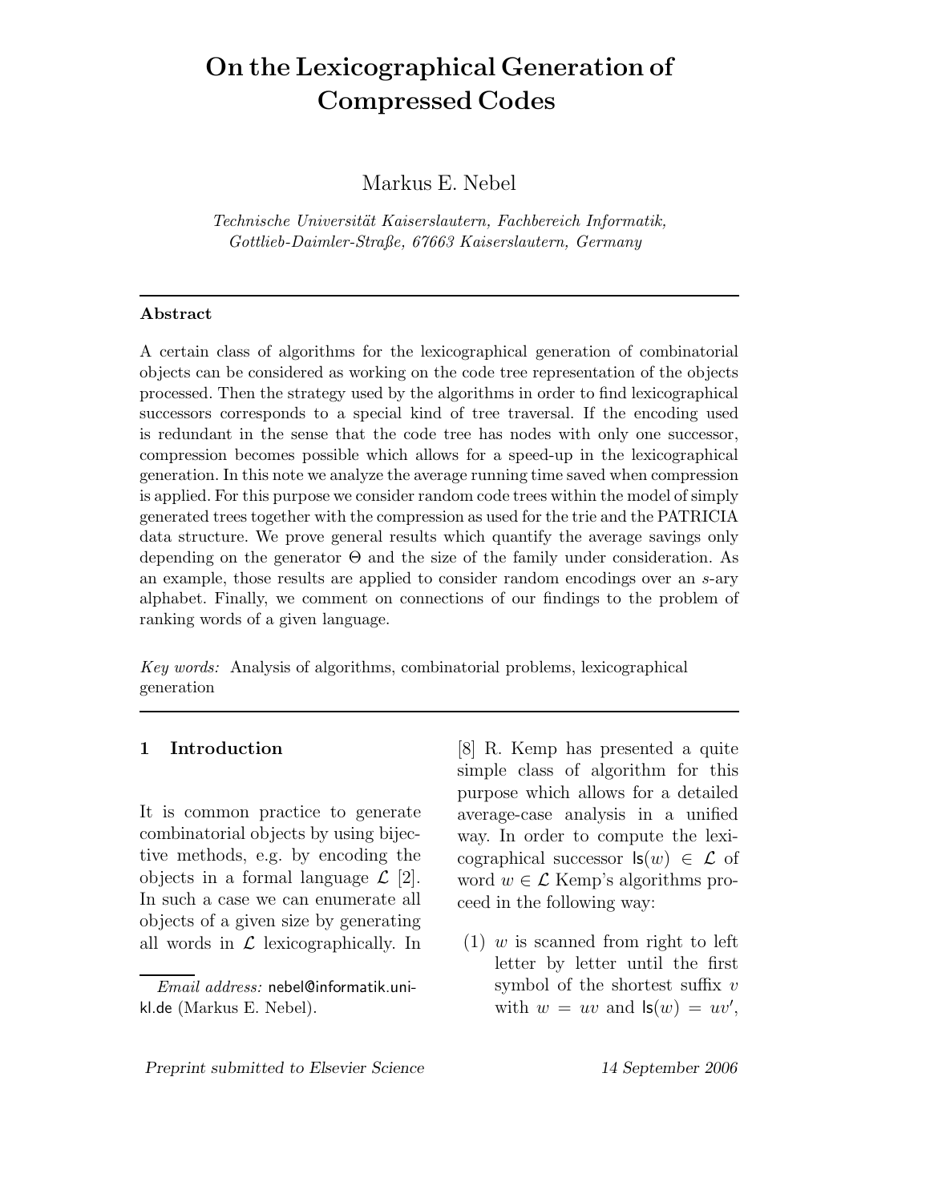# On the Lexicographical Generation of Compressed Codes

Markus E. Nebel

*Technische Universität Kaiserslautern, Fachbereich Informatik, Gottlieb-Daimler-Straße, 67663 Kaiserslautern, Germany*

---

**Abstract**

A certain class of algorithms for the lexicographical generation of combinatorial objects can be considered as working on the code tree representation of the objects processed. Then the strategy used by the algorithms in order to find lexicographical successors corresponds to a special kind of tree traversal. If the encoding used is redundant in the sense that the code tree has nodes with only one successor, compression becomes possible which allows for a speed-up in the lexicographical generation. In this note we analyze the average running time saved when compression is applied. For this purpose we consider random code trees within the model of simply generated trees together with the compression as used for the trie and the PATRICIA data structure. We prove general results which quantify the average savings only depending on the generator $\Theta$ and the size of the family under consideration. As an example, those results are applied to consider random encodings over an $s$-ary alphabet. Finally, we comment on connections of our findings to the problem of ranking words of a given language.

*Key words:* Analysis of algorithms, combinatorial problems, lexicographical generation

---

## 1 Introduction

It is common practice to generate combinatorial objects by using bijective methods, e.g. by encoding the objects in a formal language $\mathcal{L}$ [2]. In such a case we can enumerate all objects of a given size by generating all words in $\mathcal{L}$ lexicographically. In [8] R. Kemp has presented a quite simple class of algorithm for this purpose which allows for a detailed average-case analysis in a unified way. In order to compute the lexicographical successor $\mathsf{ls}(w) \in \mathcal{L}$ of word $w \in \mathcal{L}$ Kemp's algorithms proceed in the following way:

(1) $w$ is scanned from right to left letter by letter until the first symbol of the shortest suffix $v$ with $w = uv$ and $\mathsf{ls}(w) = uv'$,

*Email address:* nebel@informatik.uni-kl.de (Markus E. Nebel).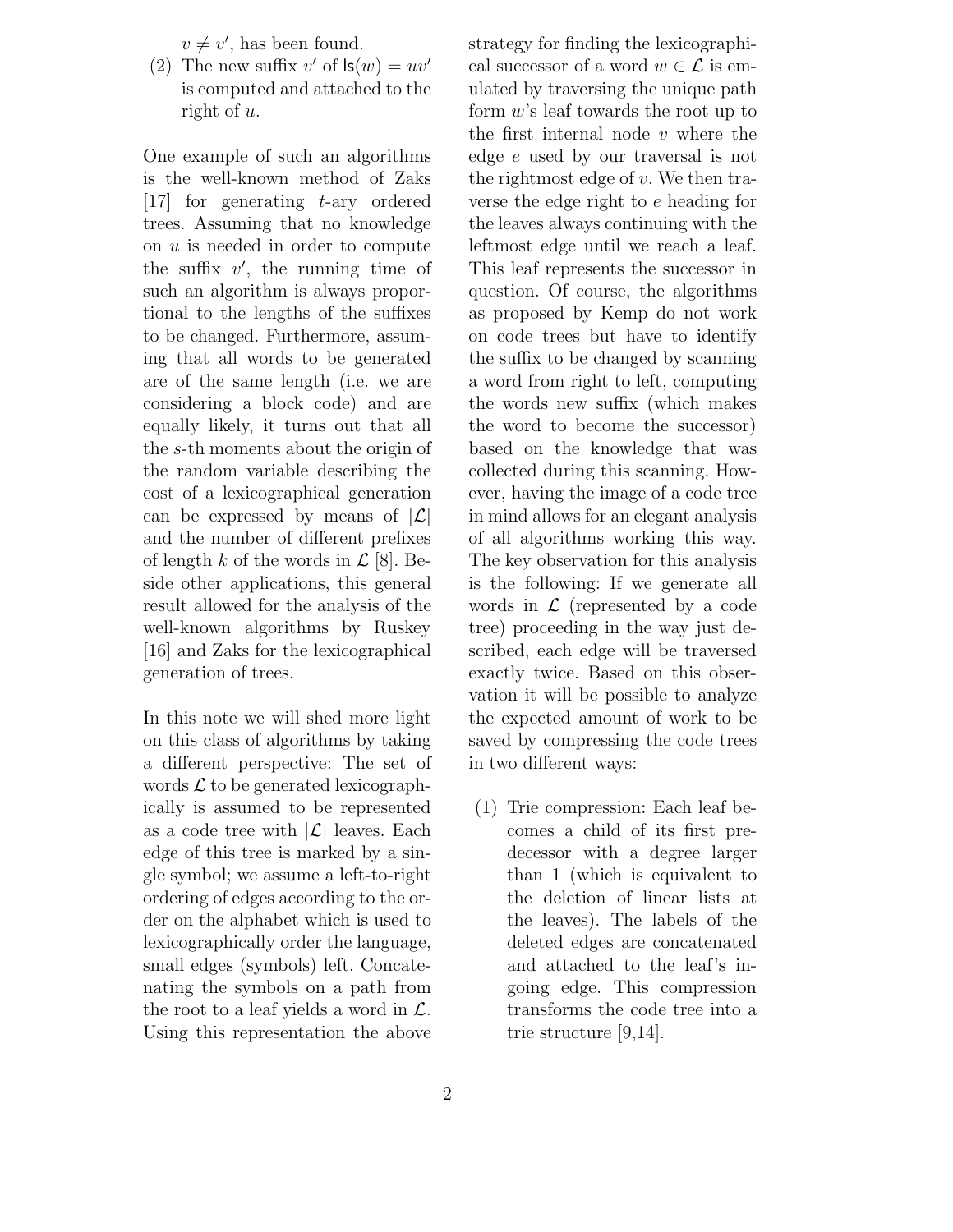$v \neq v'$, has been found.

(2) The new suffix $v'$ of $\mathsf{ls}(w) = uv'$ is computed and attached to the right of $u$.

One example of such an algorithms is the well-known method of Zaks [17] for generating $t$-ary ordered trees. Assuming that no knowledge on $u$ is needed in order to compute the suffix $v'$, the running time of such an algorithm is always proportional to the lengths of the suffixes to be changed. Furthermore, assuming that all words to be generated are of the same length (i.e. we are considering a block code) and are equally likely, it turns out that all the $s$-th moments about the origin of the random variable describing the cost of a lexicographical generation can be expressed by means of $|\mathcal{L}|$ and the number of different prefixes of length $k$ of the words in $\mathcal{L}$ [8]. Beside other applications, this general result allowed for the analysis of the well-known algorithms by Ruskey [16] and Zaks for the lexicographical generation of trees.

In this note we will shed more light on this class of algorithms by taking a different perspective: The set of words $\mathcal{L}$ to be generated lexicographically is assumed to be represented as a code tree with $|\mathcal{L}|$ leaves. Each edge of this tree is marked by a single symbol; we assume a left-to-right ordering of edges according to the order on the alphabet which is used to lexicographically order the language, small edges (symbols) left. Concatenating the symbols on a path from the root to a leaf yields a word in $\mathcal{L}$. Using this representation the above strategy for finding the lexicographical successor of a word $w \in \mathcal{L}$ is emulated by traversing the unique path form $w$'s leaf towards the root up to the first internal node $v$ where the edge $e$ used by our traversal is not the rightmost edge of $v$. We then traverse the edge right to $e$ heading for the leaves always continuing with the leftmost edge until we reach a leaf. This leaf represents the successor in question. Of course, the algorithms as proposed by Kemp do not work on code trees but have to identify the suffix to be changed by scanning a word from right to left, computing the words new suffix (which makes the word to become the successor) based on the knowledge that was collected during this scanning. However, having the image of a code tree in mind allows for an elegant analysis of all algorithms working this way. The key observation for this analysis is the following: If we generate all words in $\mathcal{L}$ (represented by a code tree) proceeding in the way just described, each edge will be traversed exactly twice. Based on this observation it will be possible to analyze the expected amount of work to be saved by compressing the code trees in two different ways:

(1) Trie compression: Each leaf becomes a child of its first predecessor with a degree larger than 1 (which is equivalent to the deletion of linear lists at the leaves). The labels of the deleted edges are concatenated and attached to the leaf's ingoing edge. This compression transforms the code tree into a trie structure [9,14].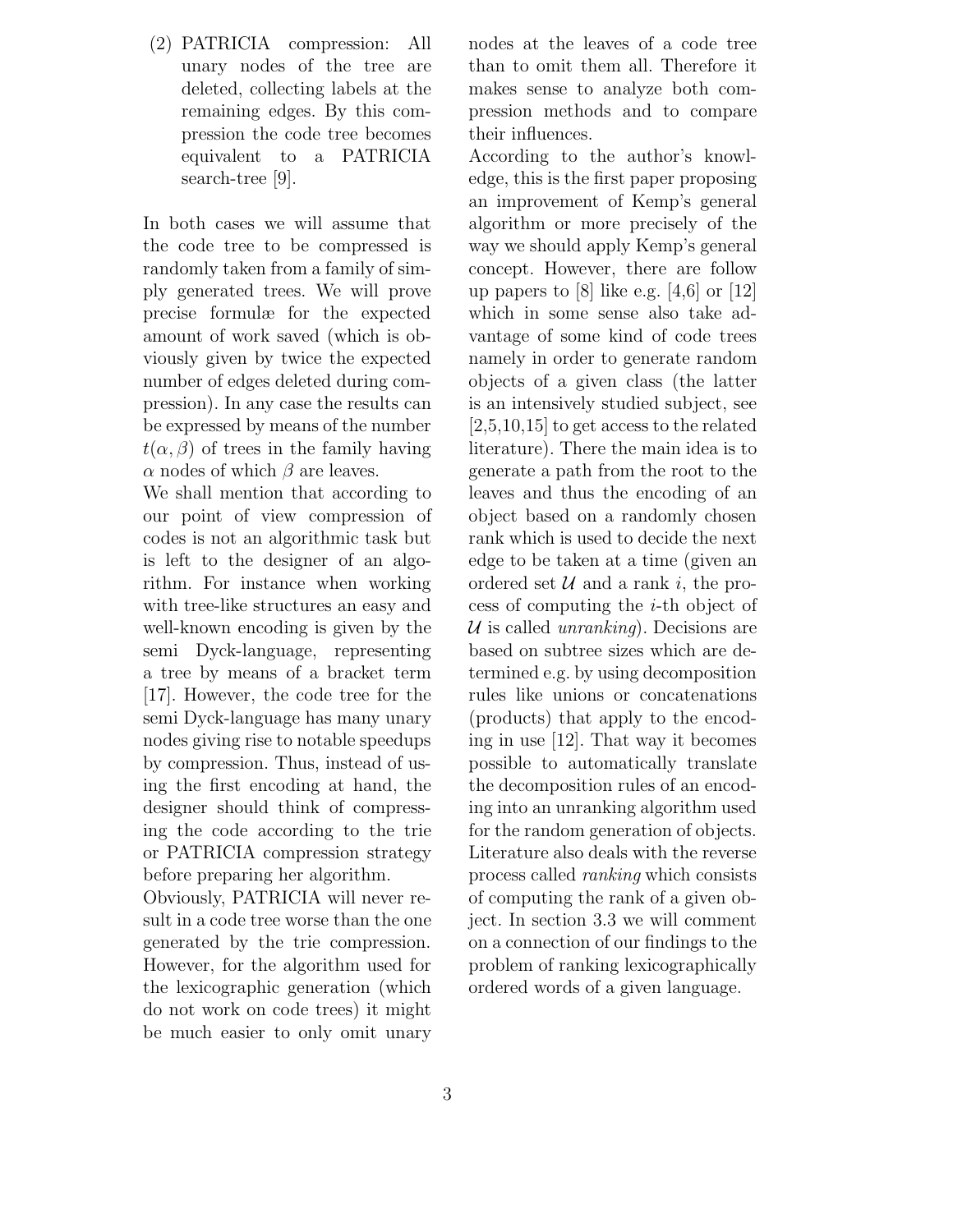(2) PATRICIA compression: All unary nodes of the tree are deleted, collecting labels at the remaining edges. By this compression the code tree becomes equivalent to a PATRICIA search-tree [9].

In both cases we will assume that the code tree to be compressed is randomly taken from a family of simply generated trees. We will prove precise formulæ for the expected amount of work saved (which is obviously given by twice the expected number of edges deleted during compression). In any case the results can be expressed by means of the number $t(\alpha, \beta)$ of trees in the family having $\alpha$ nodes of which $\beta$ are leaves.

We shall mention that according to our point of view compression of codes is not an algorithmic task but is left to the designer of an algorithm. For instance when working with tree-like structures an easy and well-known encoding is given by the semi Dyck-language, representing a tree by means of a bracket term [17]. However, the code tree for the semi Dyck-language has many unary nodes giving rise to notable speedups by compression. Thus, instead of using the first encoding at hand, the designer should think of compressing the code according to the trie or PATRICIA compression strategy before preparing her algorithm.

Obviously, PATRICIA will never result in a code tree worse than the one generated by the trie compression. However, for the algorithm used for the lexicographic generation (which do not work on code trees) it might be much easier to only omit unary nodes at the leaves of a code tree than to omit them all. Therefore it makes sense to analyze both compression methods and to compare their influences.

According to the author's knowledge, this is the first paper proposing an improvement of Kemp's general algorithm or more precisely of the way we should apply Kemp's general concept. However, there are follow up papers to [8] like e.g. [4,6] or [12] which in some sense also take advantage of some kind of code trees namely in order to generate random objects of a given class (the latter is an intensively studied subject, see [2,5,10,15] to get access to the related literature). There the main idea is to generate a path from the root to the leaves and thus the encoding of an object based on a randomly chosen rank which is used to decide the next edge to be taken at a time (given an ordered set $\mathcal{U}$ and a rank $i$, the process of computing the $i$-th object of $\mathcal{U}$ is called *unranking*). Decisions are based on subtree sizes which are determined e.g. by using decomposition rules like unions or concatenations (products) that apply to the encoding in use [12]. That way it becomes possible to automatically translate the decomposition rules of an encoding into an unranking algorithm used for the random generation of objects. Literature also deals with the reverse process called *ranking* which consists of computing the rank of a given object. In section 3.3 we will comment on a connection of our findings to the problem of ranking lexicographically ordered words of a given language.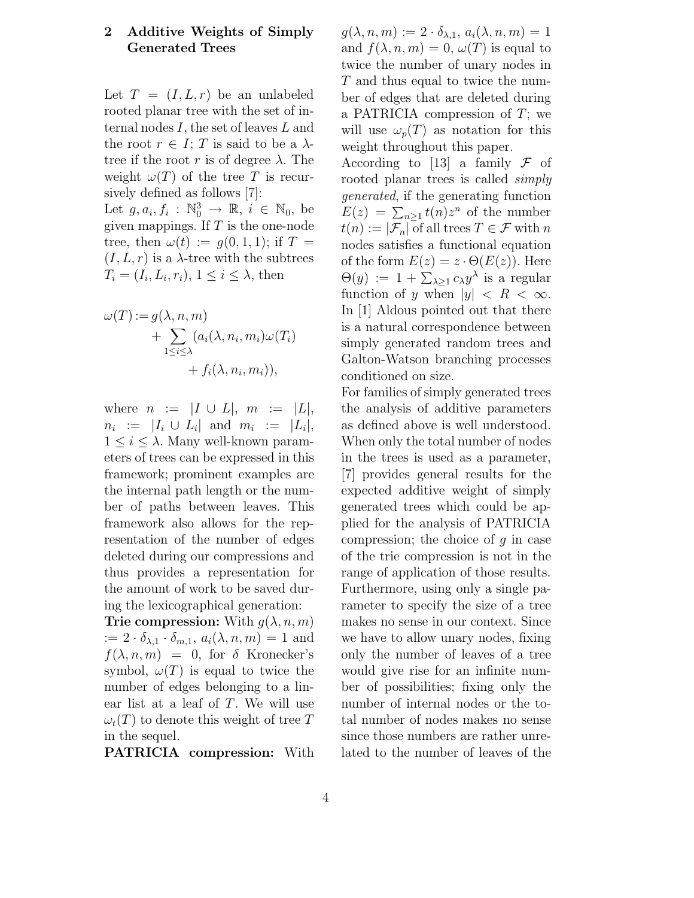## 2 Additive Weights of Simply Generated Trees

Let $T = (I, L, r)$ be an unlabeled rooted planar tree with the set of internal nodes $I$, the set of leaves $L$ and the root $r \in I$; $T$ is said to be a $\lambda$-tree if the root $r$ is of degree $\lambda$. The weight $\omega(T)$ of the tree $T$ is recursively defined as follows [7]:

Let $g, a_i, f_i : \mathbb{N}_0^3 \to \mathbb{R}$, $i \in \mathbb{N}_0$, be given mappings. If $T$ is the one-node tree, then $\omega(t) := g(0, 1, 1)$; if $T = (I, L, r)$ is a $\lambda$-tree with the subtrees $T_i = (I_i, L_i, r_i)$, $1 \le i \le \lambda$, then

$$\omega(T) := g(\lambda, n, m) + \sum_{1 \le i \le \lambda} (a_i(\lambda, n_i, m_i)\omega(T_i) + f_i(\lambda, n_i, m_i)),$$

where $n := |I \cup L|$, $m := |L|$, $n_i := |I_i \cup L_i|$ and $m_i := |L_i|$, $1 \le i \le \lambda$. Many well-known parameters of trees can be expressed in this framework; prominent examples are the internal path length or the number of paths between leaves. This framework also allows for the representation of the number of edges deleted during our compressions and thus provides a representation for the amount of work to be saved during the lexicographical generation:

**Trie compression:** With $g(\lambda, n, m) := 2 \cdot \delta_{\lambda,1} \cdot \delta_{m,1}$, $a_i(\lambda, n, m) = 1$ and $f(\lambda, n, m) = 0$, for $\delta$ Kronecker's symbol, $\omega(T)$ is equal to twice the number of edges belonging to a linear list at a leaf of $T$. We will use $\omega_t(T)$ to denote this weight of tree $T$ in the sequel.

**PATRICIA compression:** With $g(\lambda, n, m) := 2 \cdot \delta_{\lambda,1}$, $a_i(\lambda, n, m) = 1$ and $f(\lambda, n, m) = 0$, $\omega(T)$ is equal to twice the number of unary nodes in $T$ and thus equal to twice the number of edges that are deleted during a PATRICIA compression of $T$; we will use $\omega_p(T)$ as notation for this weight throughout this paper.

According to [13] a family $\mathcal{F}$ of rooted planar trees is called *simply generated*, if the generating function $E(z) = \sum_{n \ge 1} t(n) z^n$ of the number $t(n) := |\mathcal{F}_n|$ of all trees $T \in \mathcal{F}$ with $n$ nodes satisfies a functional equation of the form $E(z) = z \cdot \Theta(E(z))$. Here $\Theta(y) := 1 + \sum_{\lambda \ge 1} c_\lambda y^\lambda$ is a regular function of $y$ when $|y| < R < \infty$. In [1] Aldous pointed out that there is a natural correspondence between simply generated random trees and Galton-Watson branching processes conditioned on size.

For families of simply generated trees the analysis of additive parameters as defined above is well understood. When only the total number of nodes in the trees is used as a parameter, [7] provides general results for the expected additive weight of simply generated trees which could be applied for the analysis of PATRICIA compression; the choice of $g$ in case of the trie compression is not in the range of application of those results. Furthermore, using only a single parameter to specify the size of a tree makes no sense in our context. Since we have to allow unary nodes, fixing only the number of leaves of a tree would give rise for an infinite number of possibilities; fixing only the number of internal nodes or the total number of nodes makes no sense since those numbers are rather unrelated to the number of leaves of the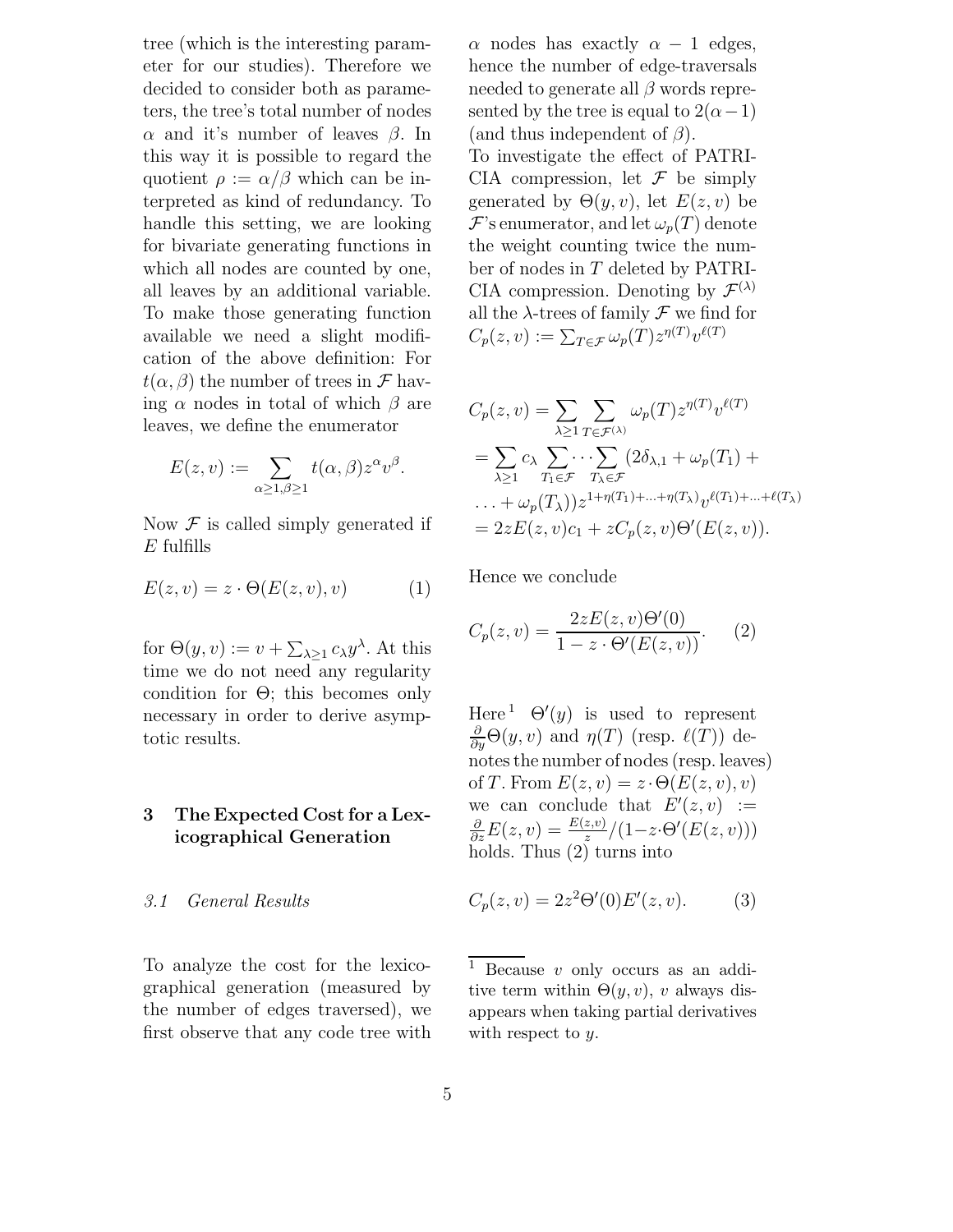tree (which is the interesting parameter for our studies). Therefore we decided to consider both as parameters, the tree's total number of nodes $\alpha$ and it's number of leaves $\beta$. In this way it is possible to regard the quotient $\rho := \alpha/\beta$ which can be interpreted as kind of redundancy. To handle this setting, we are looking for bivariate generating functions in which all nodes are counted by one, all leaves by an additional variable. To make those generating function available we need a slight modification of the above definition: For $t(\alpha, \beta)$ the number of trees in $\mathcal{F}$ having $\alpha$ nodes in total of which $\beta$ are leaves, we define the enumerator

$$E(z, v) := \sum_{\alpha \geq 1, \beta \geq 1} t(\alpha, \beta) z^{\alpha} v^{\beta}.$$

Now $\mathcal{F}$ is called simply generated if $E$ fulfills

$$E(z, v) = z \cdot \Theta(E(z, v), v) \tag{1}$$

for $\Theta(y, v) := v + \sum_{\lambda \geq 1} c_{\lambda} y^{\lambda}$. At this time we do not need any regularity condition for $\Theta$; this becomes only necessary in order to derive asymptotic results.

## 3 The Expected Cost for a Lexicographical Generation

### 3.1 General Results

To analyze the cost for the lexicographical generation (measured by the number of edges traversed), we first observe that any code tree with $\alpha$ nodes has exactly $\alpha - 1$ edges, hence the number of edge-traversals needed to generate all $\beta$ words represented by the tree is equal to $2(\alpha - 1)$ (and thus independent of $\beta$).

To investigate the effect of PATRICIA compression, let $\mathcal{F}$ be simply generated by $\Theta(y, v)$, let $E(z, v)$ be $\mathcal{F}$'s enumerator, and let $\omega_p(T)$ denote the weight counting twice the number of nodes in $T$ deleted by PATRICIA compression. Denoting by $\mathcal{F}^{(\lambda)}$ all the $\lambda$-trees of family $\mathcal{F}$ we find for $C_p(z, v) := \sum_{T \in \mathcal{F}} \omega_p(T) z^{\eta(T)} v^{\ell(T)}$

$$\begin{aligned}
C_p(z, v) &= \sum_{\lambda \geq 1} \sum_{T \in \mathcal{F}^{(\lambda)}} \omega_p(T) z^{\eta(T)} v^{\ell(T)} \\
&= \sum_{\lambda \geq 1} c_{\lambda} \sum_{T_1 \in \mathcal{F}} \cdots \sum_{T_{\lambda} \in \mathcal{F}} (2\delta_{\lambda,1} + \omega_p(T_1) + \\
&\quad \ldots + \omega_p(T_{\lambda})) z^{1+\eta(T_1)+\ldots+\eta(T_{\lambda})} v^{\ell(T_1)+\ldots+\ell(T_{\lambda})} \\
&= 2zE(z, v)c_1 + zC_p(z, v)\Theta'(E(z, v)).
\end{aligned}$$

Hence we conclude

$$C_p(z, v) = \frac{2zE(z, v)\Theta'(0)}{1 - z \cdot \Theta'(E(z, v))}. \tag{2}$$

Here[1] $\Theta'(y)$ is used to represent $\frac{\partial}{\partial y}\Theta(y, v)$ and $\eta(T)$ (resp. $\ell(T)$) denotes the number of nodes (resp. leaves) of $T$. From $E(z, v) = z \cdot \Theta(E(z, v), v)$ we can conclude that $E'(z, v) := \frac{\partial}{\partial z} E(z, v) = \frac{E(z,v)}{z} / (1 - z \cdot \Theta'(E(z, v)))$ holds. Thus (2) turns into

$$C_p(z, v) = 2z^2\Theta'(0)E'(z, v). \tag{3}$$

[1] Because $v$ only occurs as an additive term within $\Theta(y, v)$, $v$ always disappears when taking partial derivatives with respect to $y$.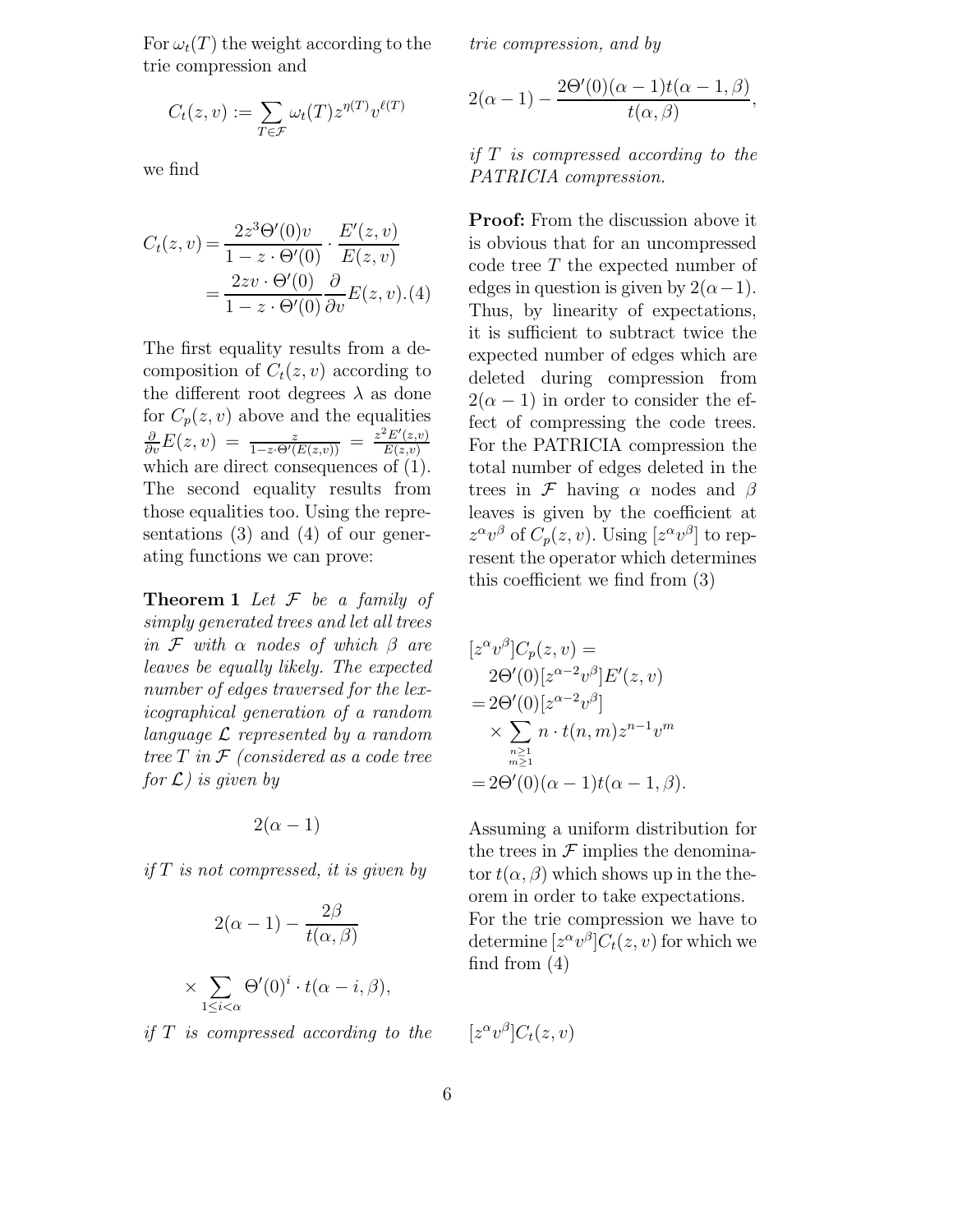For $\omega_t(T)$ the weight according to the trie compression and

$$C_t(z,v) := \sum_{T \in \mathcal{F}} \omega_t(T) z^{\eta(T)} v^{\ell(T)}$$

we find

$$\begin{aligned} C_t(z,v) &= \frac{2z^3\Theta'(0)v}{1 - z \cdot \Theta'(0)} \cdot \frac{E'(z,v)}{E(z,v)} \\ &= \frac{2zv \cdot \Theta'(0)}{1 - z \cdot \Theta'(0)} \frac{\partial}{\partial v} E(z,v). \end{aligned} \quad (4)$$

The first equality results from a decomposition of $C_t(z,v)$ according to the different root degrees $\lambda$ as done for $C_p(z,v)$ above and the equalities $\frac{\partial}{\partial v}E(z,v) = \frac{z}{1 - z \cdot \Theta'(E(z,v))} = \frac{z^2 E'(z,v)}{E(z,v)}$ which are direct consequences of (1). The second equality results from those equalities too. Using the representations (3) and (4) of our generating functions we can prove:

**Theorem 1** *Let $\mathcal{F}$ be a family of simply generated trees and let all trees in $\mathcal{F}$ with $\alpha$ nodes of which $\beta$ are leaves be equally likely. The expected number of edges traversed for the lexicographical generation of a random language $\mathcal{L}$ represented by a random tree $T$ in $\mathcal{F}$ (considered as a code tree for $\mathcal{L}$) is given by*

$$2(\alpha - 1)$$

*if $T$ is not compressed, it is given by*

$$2(\alpha - 1) - \frac{2\beta}{t(\alpha, \beta)} \times \sum_{1 \le i < \alpha} \Theta'(0)^i \cdot t(\alpha - i, \beta),$$

*if $T$ is compressed according to the trie compression, and by*

$$2(\alpha - 1) - \frac{2\Theta'(0)(\alpha - 1)t(\alpha - 1, \beta)}{t(\alpha, \beta)},$$

*if $T$ is compressed according to the PATRICIA compression.*

**Proof:** From the discussion above it is obvious that for an uncompressed code tree $T$ the expected number of edges in question is given by $2(\alpha - 1)$. Thus, by linearity of expectations, it is sufficient to subtract twice the expected number of edges which are deleted during compression from $2(\alpha - 1)$ in order to consider the effect of compressing the code trees. For the PATRICIA compression the total number of edges deleted in the trees in $\mathcal{F}$ having $\alpha$ nodes and $\beta$ leaves is given by the coefficient at $z^\alpha v^\beta$ of $C_p(z,v)$. Using $[z^\alpha v^\beta]$ to represent the operator which determines this coefficient we find from (3)

$$\begin{aligned} &[z^\alpha v^\beta] C_p(z,v) = \\ &\quad 2\Theta'(0)[z^{\alpha-2} v^\beta] E'(z,v) \\ &= 2\Theta'(0)[z^{\alpha-2} v^\beta] \\ &\quad \times \sum_{\substack{n \ge 1 \\ m \ge 1}} n \cdot t(n,m) z^{n-1} v^m \\ &= 2\Theta'(0)(\alpha - 1)t(\alpha - 1, \beta). \end{aligned}$$

Assuming a uniform distribution for the trees in $\mathcal{F}$ implies the denominator $t(\alpha, \beta)$ which shows up in the theorem in order to take expectations. For the trie compression we have to determine $[z^\alpha v^\beta] C_t(z,v)$ for which we find from (4)

$$[z^\alpha v^\beta] C_t(z,v)$$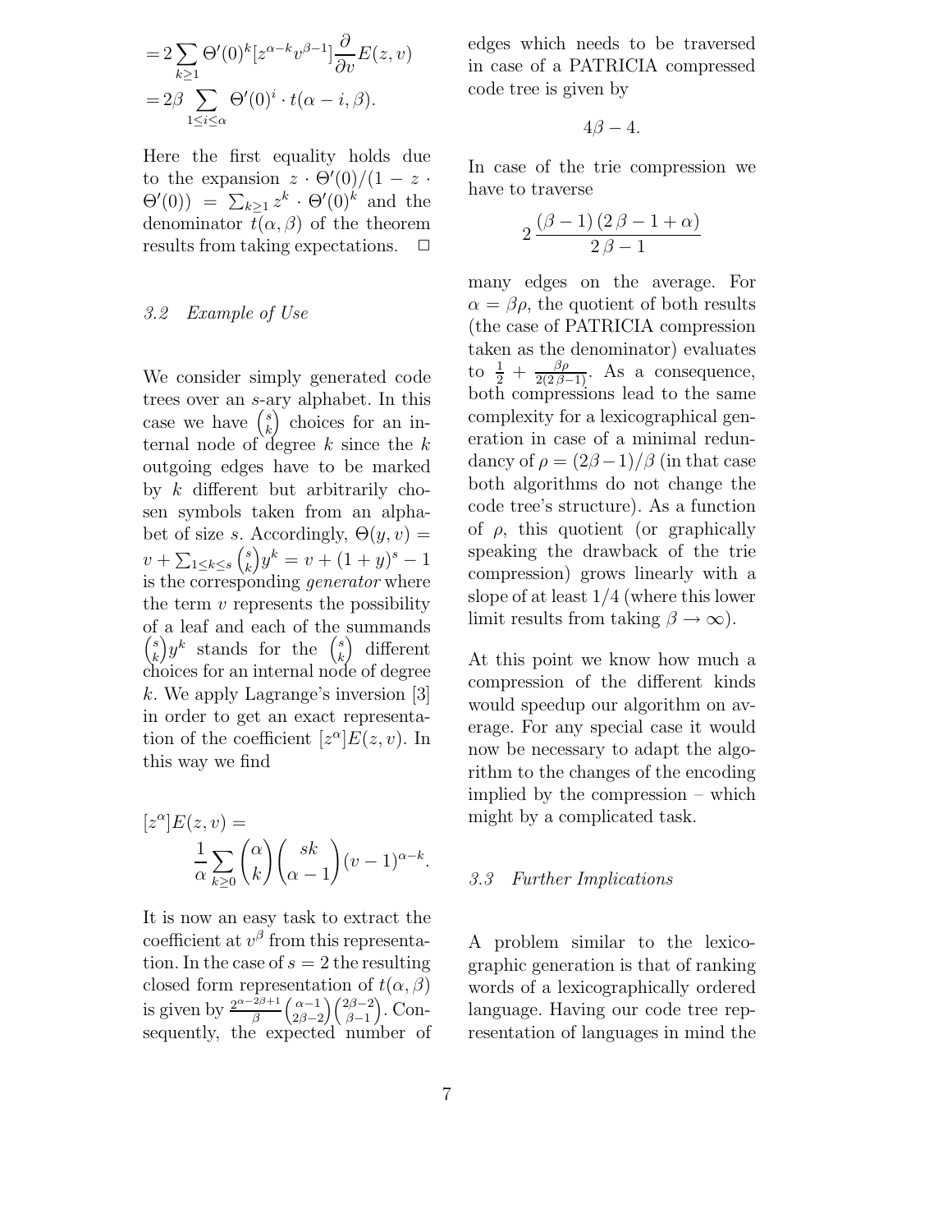$$= 2\sum_{k\geq 1}\Theta'(0)^k[z^{\alpha-k}v^{\beta-1}]\frac{\partial}{\partial v}E(z,v)$$
$$= 2\beta \sum_{1\leq i\leq \alpha}\Theta'(0)^i \cdot t(\alpha-i,\beta).$$

Here the first equality holds due to the expansion $z\cdot\Theta'(0)/(1-z\cdot\Theta'(0)) = \sum_{k\geq 1} z^k\cdot\Theta'(0)^k$ and the denominator $t(\alpha,\beta)$ of the theorem results from taking expectations. □

### 3.2 Example of Use

We consider simply generated code trees over an $s$-ary alphabet. In this case we have $\binom{s}{k}$ choices for an internal node of degree $k$ since the $k$ outgoing edges have to be marked by $k$ different but arbitrarily chosen symbols taken from an alphabet of size $s$. Accordingly, $\Theta(y,v) = v + \sum_{1\leq k\leq s}\binom{s}{k}y^k = v + (1+y)^s - 1$ is the corresponding *generator* where the term $v$ represents the possibility of a leaf and each of the summands $\binom{s}{k}y^k$ stands for the $\binom{s}{k}$ different choices for an internal node of degree $k$. We apply Lagrange's inversion [3] in order to get an exact representation of the coefficient $[z^\alpha]E(z,v)$. In this way we find

$$[z^\alpha]E(z,v) = \frac{1}{\alpha}\sum_{k\geq 0}\binom{\alpha}{k}\binom{sk}{\alpha-1}(v-1)^{\alpha-k}.$$

It is now an easy task to extract the coefficient at $v^\beta$ from this representation. In the case of $s=2$ the resulting closed form representation of $t(\alpha,\beta)$ is given by $\frac{2^{\alpha-2\beta+1}}{\beta}\binom{\alpha-1}{2\beta-2}\binom{2\beta-2}{\beta-1}$. Consequently, the expected number of edges which needs to be traversed in case of a PATRICIA compressed code tree is given by

$$4\beta - 4.$$

In case of the trie compression we have to traverse

$$2\,\frac{(\beta-1)\,(2\,\beta-1+\alpha)}{2\,\beta-1}$$

many edges on the average. For $\alpha=\beta\rho$, the quotient of both results (the case of PATRICIA compression taken as the denominator) evaluates to $\frac{1}{2}+\frac{\beta\rho}{2(2\beta-1)}$. As a consequence, both compressions lead to the same complexity for a lexicographical generation in case of a minimal redundancy of $\rho=(2\beta-1)/\beta$ (in that case both algorithms do not change the code tree's structure). As a function of $\rho$, this quotient (or graphically speaking the drawback of the trie compression) grows linearly with a slope of at least $1/4$ (where this lower limit results from taking $\beta\to\infty$).

At this point we know how much a compression of the different kinds would speedup our algorithm on average. For any special case it would now be necessary to adapt the algorithm to the changes of the encoding implied by the compression – which might by a complicated task.

### 3.3 Further Implications

A problem similar to the lexicographic generation is that of ranking words of a lexicographically ordered language. Having our code tree representation of languages in mind the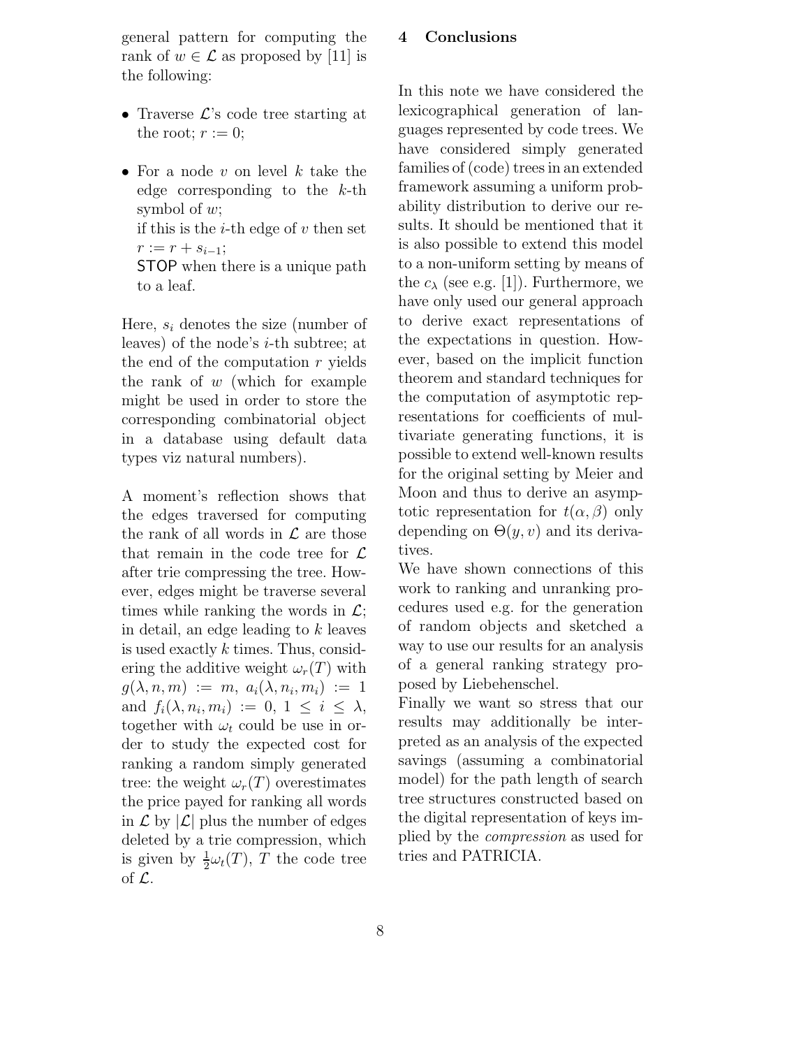general pattern for computing the rank of $w \in \mathcal{L}$ as proposed by [11] is the following:

- Traverse $\mathcal{L}$'s code tree starting at the root; $r := 0$;

- For a node $v$ on level $k$ take the edge corresponding to the $k$-th symbol of $w$;
  if this is the $i$-th edge of $v$ then set $r := r + s_{i-1}$;
  STOP when there is a unique path to a leaf.

Here, $s_i$ denotes the size (number of leaves) of the node's $i$-th subtree; at the end of the computation $r$ yields the rank of $w$ (which for example might be used in order to store the corresponding combinatorial object in a database using default data types viz natural numbers).

A moment's reflection shows that the edges traversed for computing the rank of all words in $\mathcal{L}$ are those that remain in the code tree for $\mathcal{L}$ after trie compressing the tree. However, edges might be traverse several times while ranking the words in $\mathcal{L}$; in detail, an edge leading to $k$ leaves is used exactly $k$ times. Thus, considering the additive weight $\omega_r(T)$ with $g(\lambda, n, m) := m$, $a_i(\lambda, n_i, m_i) := 1$ and $f_i(\lambda, n_i, m_i) := 0$, $1 \leq i \leq \lambda$, together with $\omega_t$ could be use in order to study the expected cost for ranking a random simply generated tree: the weight $\omega_r(T)$ overestimates the price payed for ranking all words in $\mathcal{L}$ by $|\mathcal{L}|$ plus the number of edges deleted by a trie compression, which is given by $\frac{1}{2}\omega_t(T)$, $T$ the code tree of $\mathcal{L}$.

## 4 Conclusions

In this note we have considered the lexicographical generation of languages represented by code trees. We have considered simply generated families of (code) trees in an extended framework assuming a uniform probability distribution to derive our results. It should be mentioned that it is also possible to extend this model to a non-uniform setting by means of the $c_\lambda$ (see e.g. [1]). Furthermore, we have only used our general approach to derive exact representations of the expectations in question. However, based on the implicit function theorem and standard techniques for the computation of asymptotic representations for coefficients of multivariate generating functions, it is possible to extend well-known results for the original setting by Meier and Moon and thus to derive an asymptotic representation for $t(\alpha, \beta)$ only depending on $\Theta(y, v)$ and its derivatives.

We have shown connections of this work to ranking and unranking procedures used e.g. for the generation of random objects and sketched a way to use our results for an analysis of a general ranking strategy proposed by Liebehenschel.

Finally we want so stress that our results may additionally be interpreted as an analysis of the expected savings (assuming a combinatorial model) for the path length of search tree structures constructed based on the digital representation of keys implied by the *compression* as used for tries and PATRICIA.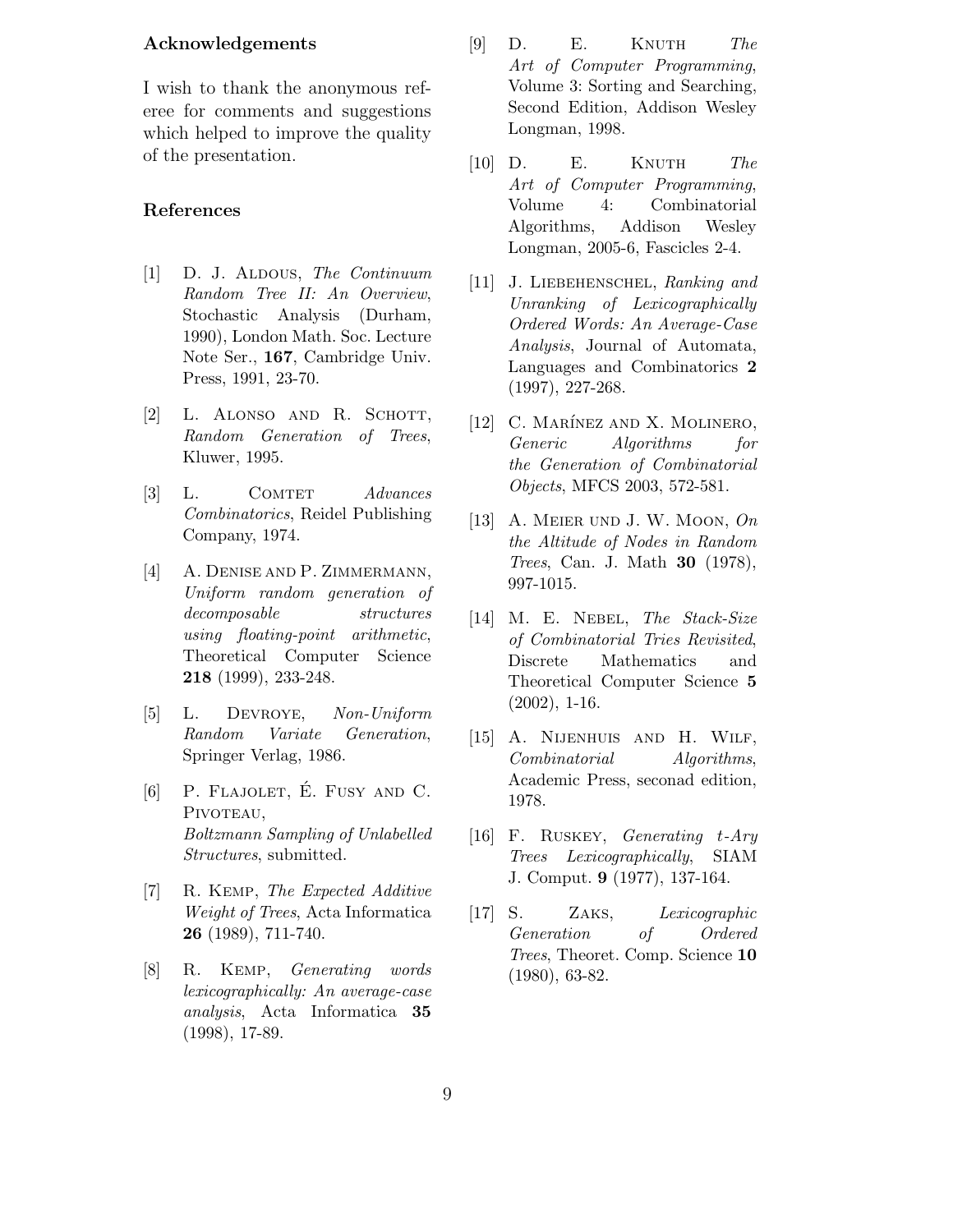## Acknowledgements

I wish to thank the anonymous referee for comments and suggestions which helped to improve the quality of the presentation.

## References

[1] D. J. Aldous, *The Continuum Random Tree II: An Overview*, Stochastic Analysis (Durham, 1990), London Math. Soc. Lecture Note Ser., **167**, Cambridge Univ. Press, 1991, 23-70.

[2] L. Alonso and R. Schott, *Random Generation of Trees*, Kluwer, 1995.

[3] L. Comtet *Advances Combinatorics*, Reidel Publishing Company, 1974.

[4] A. Denise and P. Zimmermann, *Uniform random generation of decomposable structures using floating-point arithmetic*, Theoretical Computer Science **218** (1999), 233-248.

[5] L. Devroye, *Non-Uniform Random Variate Generation*, Springer Verlag, 1986.

[6] P. Flajolet, É. Fusy and C. Pivoteau, *Boltzmann Sampling of Unlabelled Structures*, submitted.

[7] R. Kemp, *The Expected Additive Weight of Trees*, Acta Informatica **26** (1989), 711-740.

[8] R. Kemp, *Generating words lexicographically: An average-case analysis*, Acta Informatica **35** (1998), 17-89.

[9] D. E. Knuth *The Art of Computer Programming*, Volume 3: Sorting and Searching, Second Edition, Addison Wesley Longman, 1998.

[10] D. E. Knuth *The Art of Computer Programming*, Volume 4: Combinatorial Algorithms, Addison Wesley Longman, 2005-6, Fascicles 2-4.

[11] J. Liebehenschel, *Ranking and Unranking of Lexicographically Ordered Words: An Average-Case Analysis*, Journal of Automata, Languages and Combinatorics **2** (1997), 227-268.

[12] C. Marínez and X. Molinero, *Generic Algorithms for the Generation of Combinatorial Objects*, MFCS 2003, 572-581.

[13] A. Meier und J. W. Moon, *On the Altitude of Nodes in Random Trees*, Can. J. Math **30** (1978), 997-1015.

[14] M. E. Nebel, *The Stack-Size of Combinatorial Tries Revisited*, Discrete Mathematics and Theoretical Computer Science **5** (2002), 1-16.

[15] A. Nijenhuis and H. Wilf, *Combinatorial Algorithms*, Academic Press, seconad edition, 1978.

[16] F. Ruskey, *Generating $t$-Ary Trees Lexicographically*, SIAM J. Comput. **9** (1977), 137-164.

[17] S. Zaks, *Lexicographic Generation of Ordered Trees*, Theoret. Comp. Science **10** (1980), 63-82.